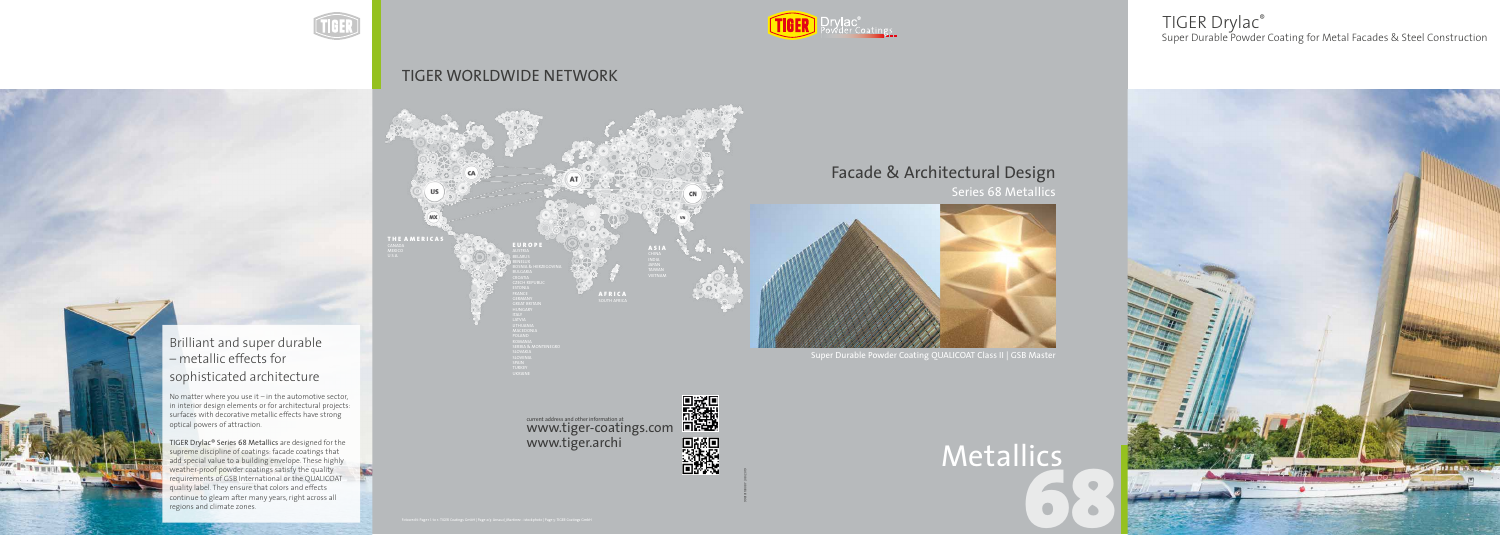# Brilliant and super durable – metallic effects for sophisticated architecture

No matter where you use it – in the automotive sector, in interior design elements or for architectural projects – surfaces with decorative metallic effects have strong optical powers of attraction.

**TIGER Drylac® Series 68 Metallics** are designed for the supreme discipline of coatings: facade coatings that add special value to a building envelope. These highly weather-proof powder coatings satisfy the quality requirements of GSB International or the QUALICOAT quality label. They ensure that colors and effects continue to gleam after many years, right across all regions and climate zones.

## TIGER WORLDWIDE NETWORK

**THE AMERICAS**
CANADA
MEXICO
U.S.A.

**EUROPE**
AUSTRIA
BELARUS
BENELUX
BOSNIA & HERZEGOVINA
BULGARIA
CROATIA
CZECH REPUBLIC
ESTONIA
FRANCE
GERMANY
GREAT BRITAIN
HUNGARY
ITALY
LATVIA
LITHUANIA
MACEDONIA
POLAND
ROMANIA
SERBIA & MONTENEGRO
SLOVAKIA
SLOVENIA
SPAIN
TURKEY
UKRAINE

**ASIA**
CHINA
INDIA
JAPAN
TAIWAN
VIETNAM

**AFRICA**
SOUTH AFRICA

current address and other information at
www.tiger-coatings.com
www.tiger.archi

# TIGER Drylac®

Super Durable Powder Coating for Metal Facades & Steel Construction

## Facade & Architectural Design

Series 68 Metallics

Super Durable Powder Coating QUALICOAT Class II | GSB Master

# Metallics 68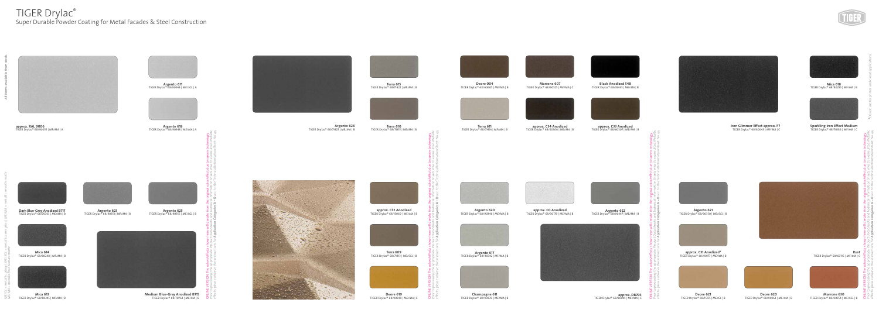# TIGER Drylac®

## Super Durable Powder Coating for Metal Facades & Steel Construction

All items available from stock.

ME/GL = metallic glossy | ME/SGL = metallic semi glossy | ME/MA = metallic smooth matte
MF/MA = metallic fine textured matte

**approx. RAL 9006**
TIGER Drylac® 68/90075 | MF/MA | A

**Argento 611**
TIGER Drylac® 68/90444 | ME/SGL | A

**Argento 618**
TIGER Drylac® 68/90448 | ME/MA | A

**Dark Blue-Grey Anodized B717**
TIGER Drylac® 68/70763 | ME/MA | B

**Argento 623**
TIGER Drylac® 68/90351 | MF/MA | B

**Argento 625**
TIGER Drylac® 68/90355 | ME/SGL | B

**Mica 614**
TIGER Drylac® 68/90248 | MF/MA | B

**Mica 613**
TIGER Drylac® 68/80245 | MF/MA | B

**Medium Blue-Grey Anodized B715**
TIGER Drylac® 68/70764 | ME/MA | B

ONLINE VERSION: The colors/effects shown here will deviate from the original colors/effects due to screen technology. Prior to processing, the appropriate Product Data Sheets and Technical Information Sheets must be consulted. For metallic effects please observe the instructions for **Application Categories A – D** acc. to the Technical Information Sheet No. 46.

**Argento 626**
TIGER Drylac® 68/71425 | ME/MA | B

**Terra 615**
TIGER Drylac® 68/71422 | ME/MA | B

**Terra 610**
TIGER Drylac® 68/71415 | ME/MA | B

**approx. C32 Anodized**
TIGER Drylac® 68/15069 | ME/MA | B

**Terra 609**
TIGER Drylac® 68/71413 | ME/SGL | B

**Deore 619**
TIGER Drylac® 68/90349 | ME/MA | C

ONLINE VERSION: The colors/effects shown here will deviate from the original colors/effects due to screen technology. Prior to processing, the appropriate Product Data Sheets and Technical Information Sheets must be consulted. For metallic effects please observe the instructions for **Application Categories A – D** acc. to the Technical Information Sheet No. 46.

**Deore 004**
TIGER Drylac® 68/60605 | ME/MA | B

**Marrone 607**
TIGER Drylac® 68/60525 | ME/MA | C

**Black Anodized 548**
TIGER Drylac® 68/90145 | ME/MA | B

**Terra 611**
TIGER Drylac® 68/71414 | ME/MA | B

**approx. C34 Anodized**
TIGER Drylac® 68/60306 | ME/MA | B

**approx. C33 Anodized**
TIGER Drylac® 68/60307 | ME/MA | B

**Argento 620**
TIGER Drylac® 68/90346 | ME/MA | B

**approx. C0 Anodized**
TIGER Drylac® 68/90179 | ME/MA | B

**Argento 622**
TIGER Drylac® 68/90347 | ME/MA | B

**Argento 617**
TIGER Drylac® 68/90342 | ME/MA | B

**Champagne 611**
TIGER Drylac® 68/90339 | ME/MA | B

**approx. DB703**
TIGER Drylac® 68/80095 | MF/MA | C

ONLINE VERSION: The colors/effects shown here will deviate from the original colors/effects due to screen technology. Prior to processing, the appropriate Product Data Sheets and Technical Information Sheets must be consulted. For metallic effects please observe the instructions for **Application Categories A – D** acc. to the Technical Information Sheet No. 46.

**Iron Glimmer Effect approx. P7**
TIGER Drylac® 68/90041 | MF/MA | C

**Mica 618**
TIGER Drylac® 68/80251 | MF/MA | B

**Sparkling Iron Effect Medium**
TIGER Drylac® 68/70186 | MF/MA | C

**Argento 621**
TIGER Drylac® 68/90350 | ME/SGL | B

**approx. C31 Anodized***
TIGER Drylac® 68/90177 | ME/MA | B

**Rust**
TIGER Drylac® 68/60116 | MF/MA | C

**Deore 621**
TIGER Drylac® 68/71593 | ME/GL | B

**Deore 620**
TIGER Drylac® 68/90361 | ME/MA | B

**Marrone 630**
TIGER Drylac® 68/90354 | ME/SGL | B

*Do not use for primer and/or coat applications

ONLINE VERSION: The colors/effects shown here will deviate from the original colors/effects due to screen technology. Prior to processing, the appropriate Product Data Sheets and Technical Information Sheets must be consulted. For metallic effects please observe the instructions for **Application Categories A – D** acc. to the Technical Information Sheet No. 46.